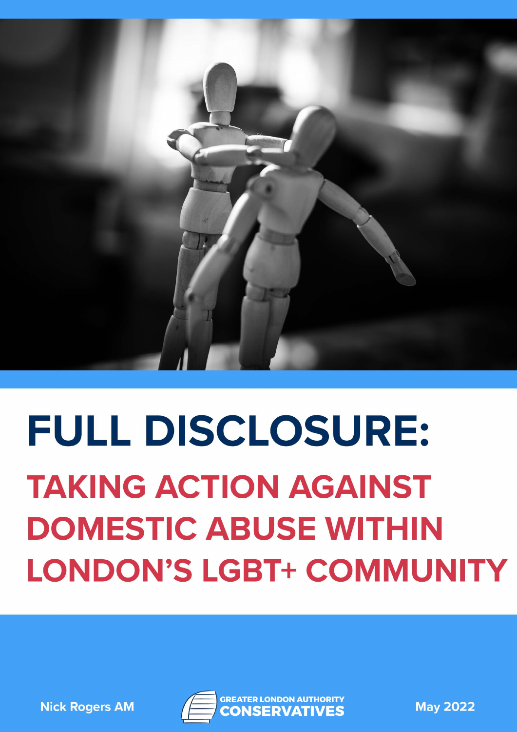# FULL DISCLOSURE:

## TAKING ACTION AGAINST DOMESTIC ABUSE WITHIN LONDON'S LGBT+ COMMUNITY

Nick Rogers AM

GREATER LONDON AUTHORITY CONSERVATIVES

May 2022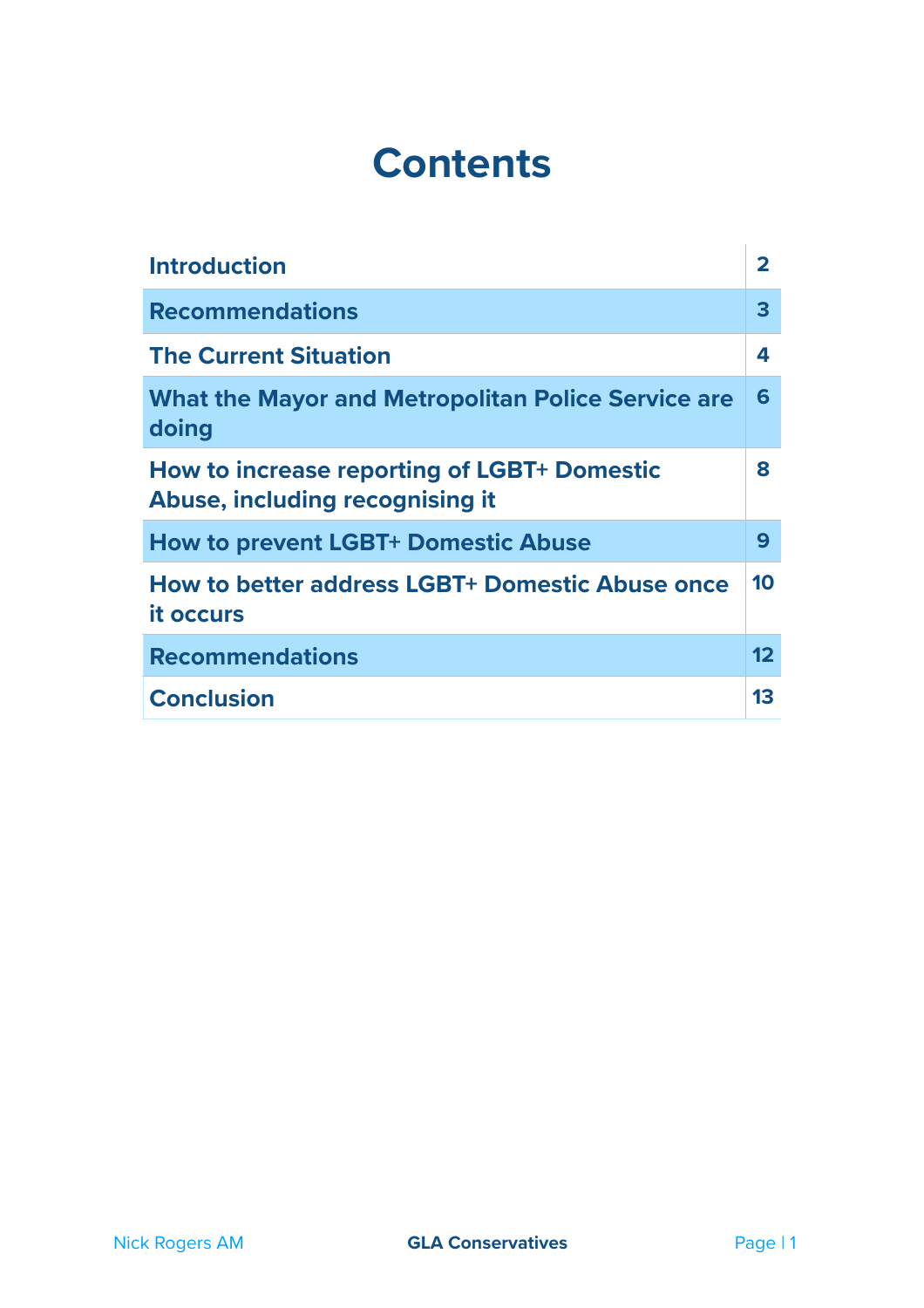# Contents

| | |
|---|---|
| Introduction | 2 |
| Recommendations | 3 |
| The Current Situation | 4 |
| What the Mayor and Metropolitan Police Service are doing | 6 |
| How to increase reporting of LGBT+ Domestic Abuse, including recognising it | 8 |
| How to prevent LGBT+ Domestic Abuse | 9 |
| How to better address LGBT+ Domestic Abuse once it occurs | 10 |
| Recommendations | 12 |
| Conclusion | 13 |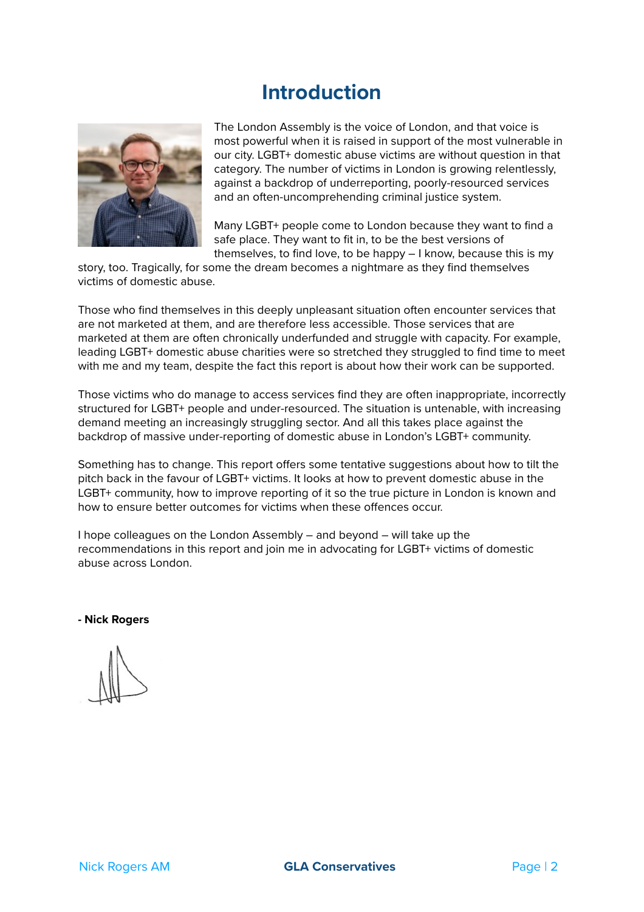# Introduction

The London Assembly is the voice of London, and that voice is most powerful when it is raised in support of the most vulnerable in our city. LGBT+ domestic abuse victims are without question in that category. The number of victims in London is growing relentlessly, against a backdrop of underreporting, poorly-resourced services and an often-uncomprehending criminal justice system.

Many LGBT+ people come to London because they want to find a safe place. They want to fit in, to be the best versions of themselves, to find love, to be happy – I know, because this is my story, too. Tragically, for some the dream becomes a nightmare as they find themselves victims of domestic abuse.

Those who find themselves in this deeply unpleasant situation often encounter services that are not marketed at them, and are therefore less accessible. Those services that are marketed at them are often chronically underfunded and struggle with capacity. For example, leading LGBT+ domestic abuse charities were so stretched they struggled to find time to meet with me and my team, despite the fact this report is about how their work can be supported.

Those victims who do manage to access services find they are often inappropriate, incorrectly structured for LGBT+ people and under-resourced. The situation is untenable, with increasing demand meeting an increasingly struggling sector. And all this takes place against the backdrop of massive under-reporting of domestic abuse in London's LGBT+ community.

Something has to change. This report offers some tentative suggestions about how to tilt the pitch back in the favour of LGBT+ victims. It looks at how to prevent domestic abuse in the LGBT+ community, how to improve reporting of it so the true picture in London is known and how to ensure better outcomes for victims when these offences occur.

I hope colleagues on the London Assembly – and beyond – will take up the recommendations in this report and join me in advocating for LGBT+ victims of domestic abuse across London.

**- Nick Rogers**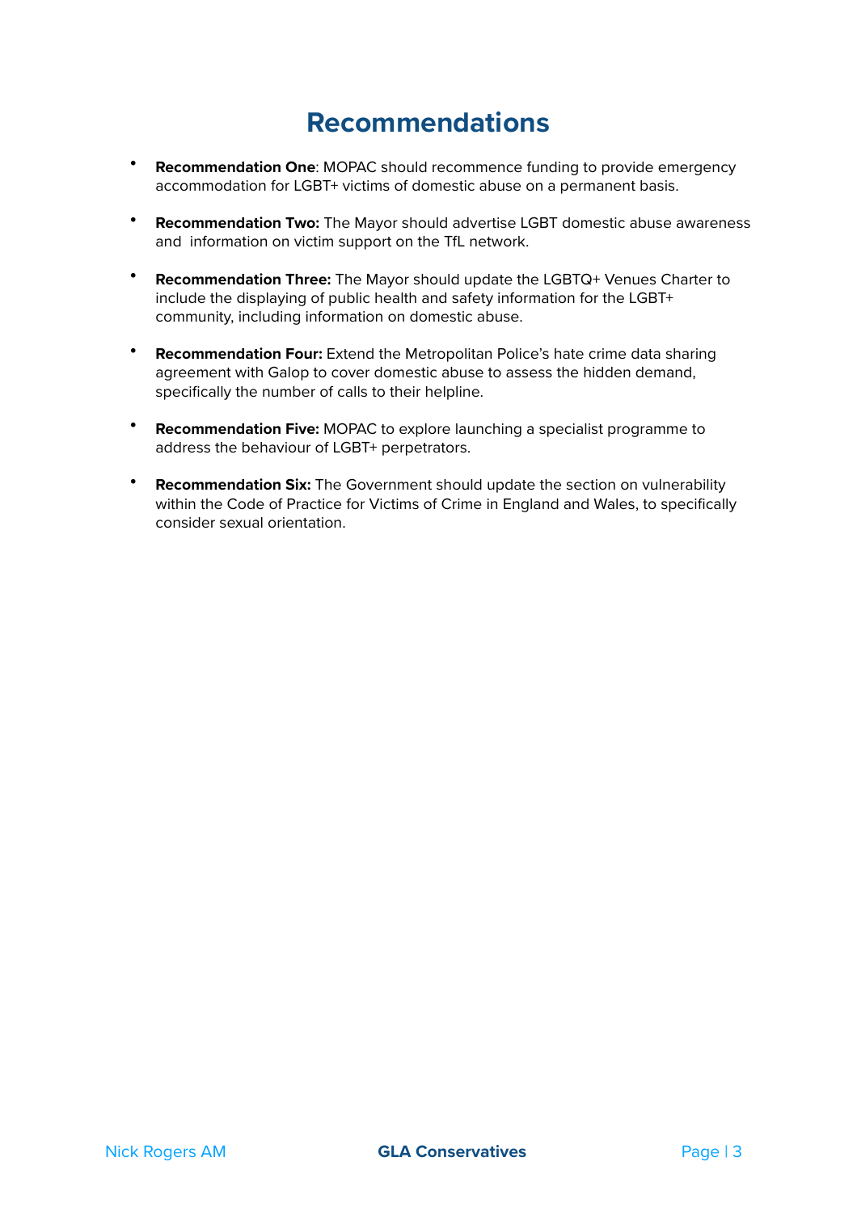# Recommendations

- **Recommendation One**: MOPAC should recommence funding to provide emergency accommodation for LGBT+ victims of domestic abuse on a permanent basis.

- **Recommendation Two:** The Mayor should advertise LGBT domestic abuse awareness and information on victim support on the TfL network.

- **Recommendation Three:** The Mayor should update the LGBTQ+ Venues Charter to include the displaying of public health and safety information for the LGBT+ community, including information on domestic abuse.

- **Recommendation Four:** Extend the Metropolitan Police's hate crime data sharing agreement with Galop to cover domestic abuse to assess the hidden demand, specifically the number of calls to their helpline.

- **Recommendation Five:** MOPAC to explore launching a specialist programme to address the behaviour of LGBT+ perpetrators.

- **Recommendation Six:** The Government should update the section on vulnerability within the Code of Practice for Victims of Crime in England and Wales, to specifically consider sexual orientation.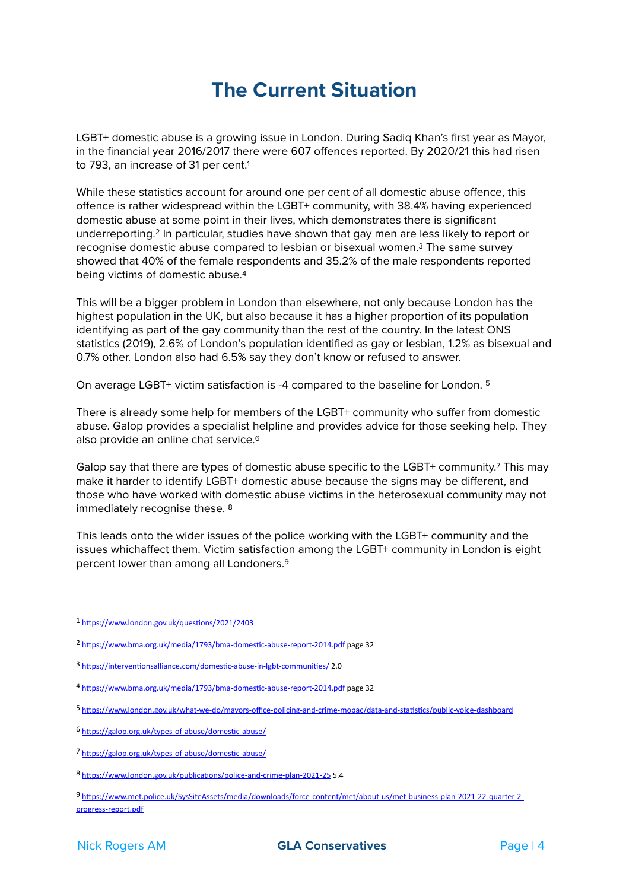# The Current Situation

LGBT+ domestic abuse is a growing issue in London. During Sadiq Khan's first year as Mayor, in the financial year 2016/2017 there were 607 offences reported. By 2020/21 this had risen to 793, an increase of 31 per cent.[1]

While these statistics account for around one per cent of all domestic abuse offence, this offence is rather widespread within the LGBT+ community, with 38.4% having experienced domestic abuse at some point in their lives, which demonstrates there is significant underreporting.[2] In particular, studies have shown that gay men are less likely to report or recognise domestic abuse compared to lesbian or bisexual women.[3] The same survey showed that 40% of the female respondents and 35.2% of the male respondents reported being victims of domestic abuse.[4]

This will be a bigger problem in London than elsewhere, not only because London has the highest population in the UK, but also because it has a higher proportion of its population identifying as part of the gay community than the rest of the country. In the latest ONS statistics (2019), 2.6% of London's population identified as gay or lesbian, 1.2% as bisexual and 0.7% other. London also had 6.5% say they don't know or refused to answer.

On average LGBT+ victim satisfaction is -4 compared to the baseline for London. [5]

There is already some help for members of the LGBT+ community who suffer from domestic abuse. Galop provides a specialist helpline and provides advice for those seeking help. They also provide an online chat service.[6]

Galop say that there are types of domestic abuse specific to the LGBT+ community.[7] This may make it harder to identify LGBT+ domestic abuse because the signs may be different, and those who have worked with domestic abuse victims in the heterosexual community may not immediately recognise these. [8]

This leads onto the wider issues of the police working with the LGBT+ community and the issues whichaffect them. Victim satisfaction among the LGBT+ community in London is eight percent lower than among all Londoners.[9]

---

[1] https://www.london.gov.uk/questions/2021/2403

[2] https://www.bma.org.uk/media/1793/bma-domestic-abuse-report-2014.pdf page 32

[3] https://interventionsalliance.com/domestic-abuse-in-lgbt-communities/ 2.0

[4] https://www.bma.org.uk/media/1793/bma-domestic-abuse-report-2014.pdf page 32

[5] https://www.london.gov.uk/what-we-do/mayors-office-policing-and-crime-mopac/data-and-statistics/public-voice-dashboard

[6] https://galop.org.uk/types-of-abuse/domestic-abuse/

[7] https://galop.org.uk/types-of-abuse/domestic-abuse/

[8] https://www.london.gov.uk/publications/police-and-crime-plan-2021-25 5.4

[9] https://www.met.police.uk/SysSiteAssets/media/downloads/force-content/met/about-us/met-business-plan-2021-22-quarter-2-progress-report.pdf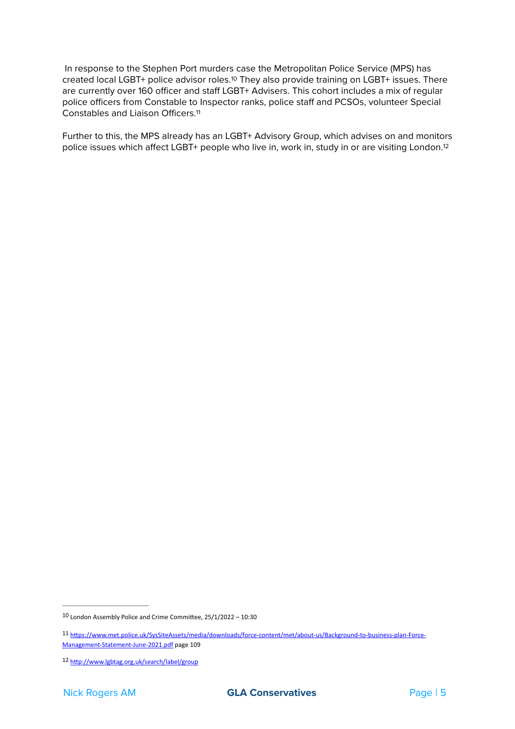In response to the Stephen Port murders case the Metropolitan Police Service (MPS) has created local LGBT+ police advisor roles.[10] They also provide training on LGBT+ issues. There are currently over 160 officer and staff LGBT+ Advisers. This cohort includes a mix of regular police officers from Constable to Inspector ranks, police staff and PCSOs, volunteer Special Constables and Liaison Officers.[11]

Further to this, the MPS already has an LGBT+ Advisory Group, which advises on and monitors police issues which affect LGBT+ people who live in, work in, study in or are visiting London.[12]

---

[10] London Assembly Police and Crime Committee, 25/1/2022 – 10:30

[11] https://www.met.police.uk/SysSiteAssets/media/downloads/force-content/met/about-us/Background-to-business-plan-Force-Management-Statement-June-2021.pdf page 109

[12] http://www.lgbtag.org.uk/search/label/group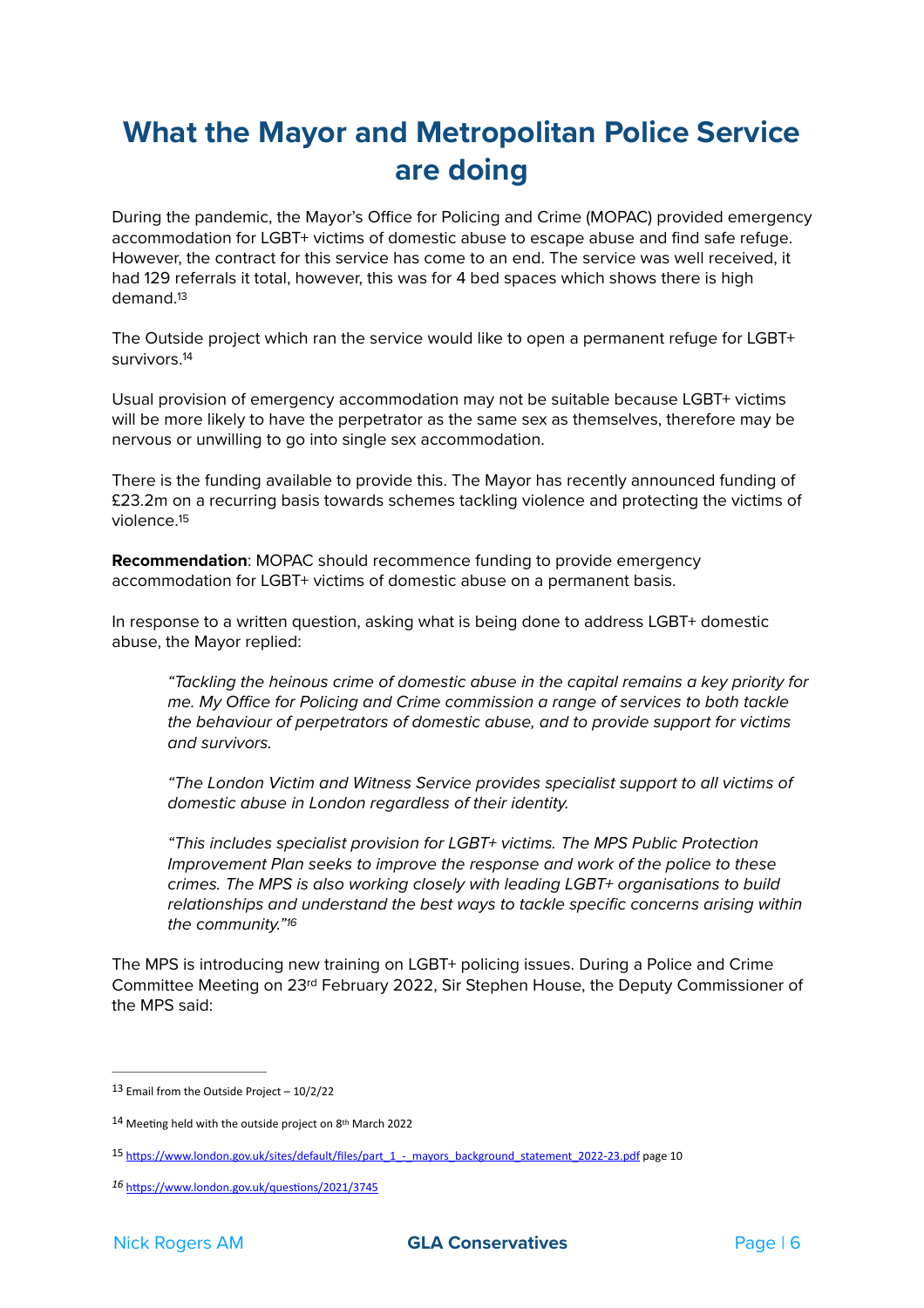# What the Mayor and Metropolitan Police Service are doing

During the pandemic, the Mayor's Office for Policing and Crime (MOPAC) provided emergency accommodation for LGBT+ victims of domestic abuse to escape abuse and find safe refuge. However, the contract for this service has come to an end. The service was well received, it had 129 referrals it total, however, this was for 4 bed spaces which shows there is high demand.[13]

The Outside project which ran the service would like to open a permanent refuge for LGBT+ survivors.[14]

Usual provision of emergency accommodation may not be suitable because LGBT+ victims will be more likely to have the perpetrator as the same sex as themselves, therefore may be nervous or unwilling to go into single sex accommodation.

There is the funding available to provide this. The Mayor has recently announced funding of £23.2m on a recurring basis towards schemes tackling violence and protecting the victims of violence.[15]

**Recommendation**: MOPAC should recommence funding to provide emergency accommodation for LGBT+ victims of domestic abuse on a permanent basis.

In response to a written question, asking what is being done to address LGBT+ domestic abuse, the Mayor replied:

> *"Tackling the heinous crime of domestic abuse in the capital remains a key priority for me. My Office for Policing and Crime commission a range of services to both tackle the behaviour of perpetrators of domestic abuse, and to provide support for victims and survivors.*
>
> *"The London Victim and Witness Service provides specialist support to all victims of domestic abuse in London regardless of their identity.*
>
> *"This includes specialist provision for LGBT+ victims. The MPS Public Protection Improvement Plan seeks to improve the response and work of the police to these crimes. The MPS is also working closely with leading LGBT+ organisations to build relationships and understand the best ways to tackle specific concerns arising within the community."*[16]

The MPS is introducing new training on LGBT+ policing issues. During a Police and Crime Committee Meeting on 23rd February 2022, Sir Stephen House, the Deputy Commissioner of the MPS said:

---

13 Email from the Outside Project – 10/2/22

14 Meeting held with the outside project on 8th March 2022

15 https://www.london.gov.uk/sites/default/files/part_1_-_mayors_background_statement_2022-23.pdf page 10

16 https://www.london.gov.uk/questions/2021/3745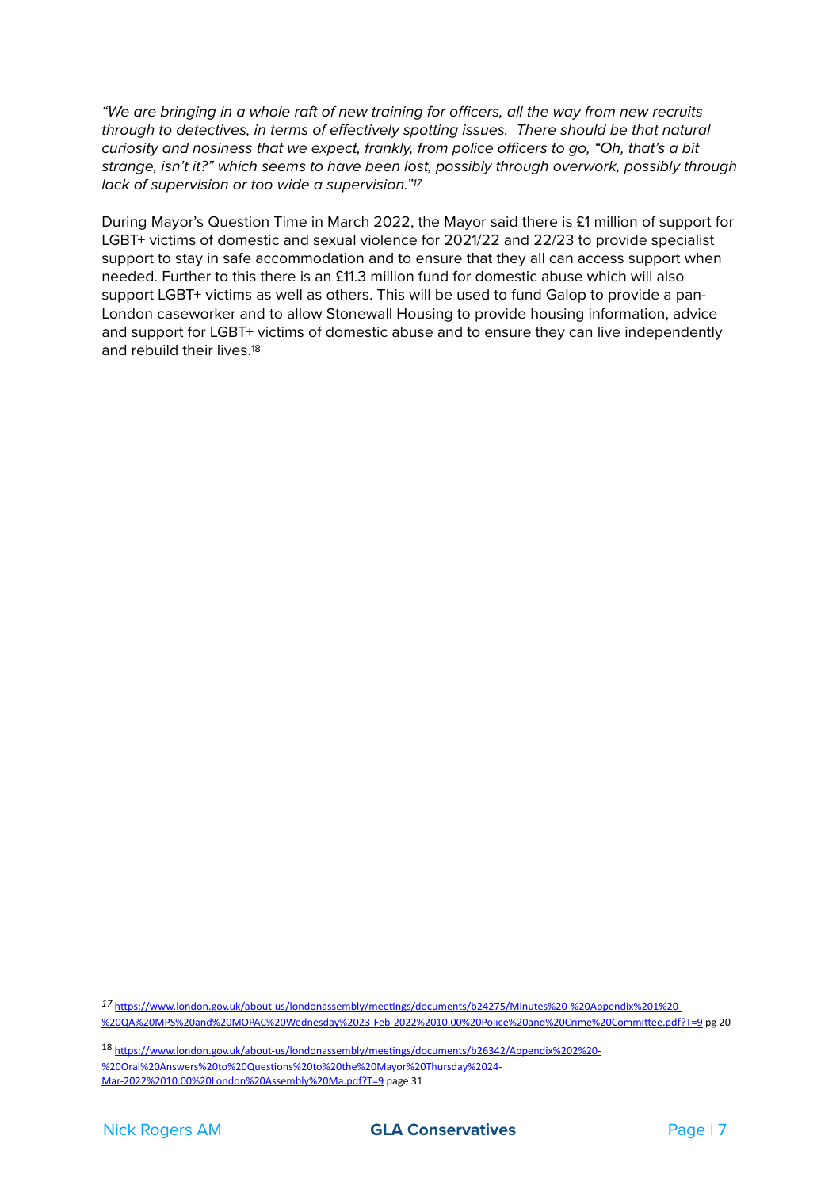*"We are bringing in a whole raft of new training for officers, all the way from new recruits through to detectives, in terms of effectively spotting issues. There should be that natural curiosity and nosiness that we expect, frankly, from police officers to go, "Oh, that's a bit strange, isn't it?" which seems to have been lost, possibly through overwork, possibly through lack of supervision or too wide a supervision."*[17]

During Mayor's Question Time in March 2022, the Mayor said there is £1 million of support for LGBT+ victims of domestic and sexual violence for 2021/22 and 22/23 to provide specialist support to stay in safe accommodation and to ensure that they all can access support when needed. Further to this there is an £11.3 million fund for domestic abuse which will also support LGBT+ victims as well as others. This will be used to fund Galop to provide a pan-London caseworker and to allow Stonewall Housing to provide housing information, advice and support for LGBT+ victims of domestic abuse and to ensure they can live independently and rebuild their lives.[18]

---

[17] https://www.london.gov.uk/about-us/londonassembly/meetings/documents/b24275/Minutes%20-%20Appendix%201%20-%20QA%20MPS%20and%20MOPAC%20Wednesday%2023-Feb-2022%2010.00%20Police%20and%20Crime%20Committee.pdf?T=9 pg 20

[18] https://www.london.gov.uk/about-us/londonassembly/meetings/documents/b26342/Appendix%202%20-%20Oral%20Answers%20to%20Questions%20to%20the%20Mayor%20Thursday%2024-Mar-2022%2010.00%20London%20Assembly%20Ma.pdf?T=9 page 31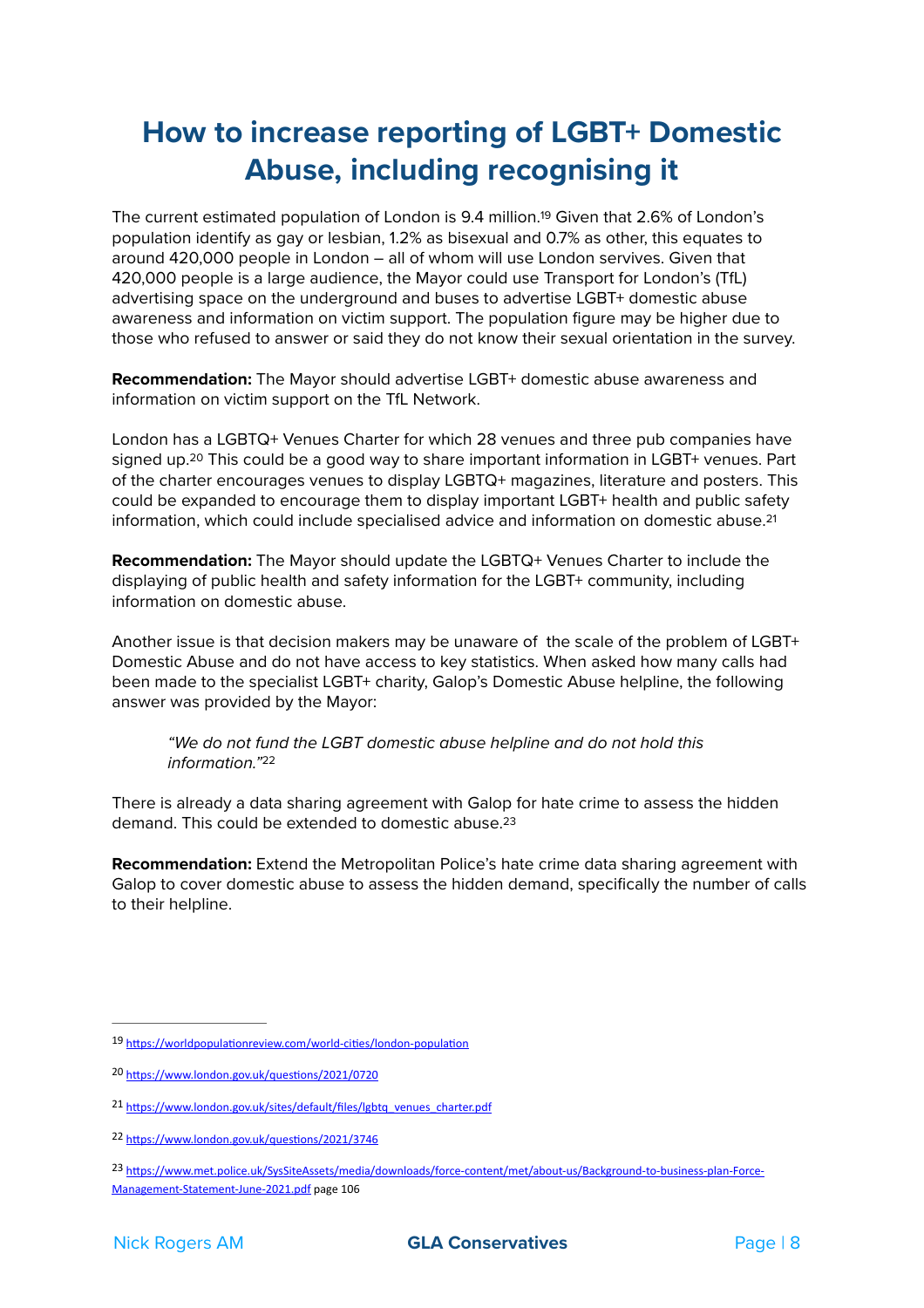# How to increase reporting of LGBT+ Domestic Abuse, including recognising it

The current estimated population of London is 9.4 million.[19] Given that 2.6% of London's population identify as gay or lesbian, 1.2% as bisexual and 0.7% as other, this equates to around 420,000 people in London – all of whom will use London servives. Given that 420,000 people is a large audience, the Mayor could use Transport for London's (TfL) advertising space on the underground and buses to advertise LGBT+ domestic abuse awareness and information on victim support. The population figure may be higher due to those who refused to answer or said they do not know their sexual orientation in the survey.

**Recommendation:** The Mayor should advertise LGBT+ domestic abuse awareness and information on victim support on the TfL Network.

London has a LGBTQ+ Venues Charter for which 28 venues and three pub companies have signed up.[20] This could be a good way to share important information in LGBT+ venues. Part of the charter encourages venues to display LGBTQ+ magazines, literature and posters. This could be expanded to encourage them to display important LGBT+ health and public safety information, which could include specialised advice and information on domestic abuse.[21]

**Recommendation:** The Mayor should update the LGBTQ+ Venues Charter to include the displaying of public health and safety information for the LGBT+ community, including information on domestic abuse.

Another issue is that decision makers may be unaware of the scale of the problem of LGBT+ Domestic Abuse and do not have access to key statistics. When asked how many calls had been made to the specialist LGBT+ charity, Galop's Domestic Abuse helpline, the following answer was provided by the Mayor:

> *"We do not fund the LGBT domestic abuse helpline and do not hold this information."*[22]

There is already a data sharing agreement with Galop for hate crime to assess the hidden demand. This could be extended to domestic abuse.[23]

**Recommendation:** Extend the Metropolitan Police's hate crime data sharing agreement with Galop to cover domestic abuse to assess the hidden demand, specifically the number of calls to their helpline.

---

[19] https://worldpopulationreview.com/world-cities/london-population

[20] https://www.london.gov.uk/questions/2021/0720

[21] https://www.london.gov.uk/sites/default/files/lgbtq_venues_charter.pdf

[22] https://www.london.gov.uk/questions/2021/3746

[23] https://www.met.police.uk/SysSiteAssets/media/downloads/force-content/met/about-us/Background-to-business-plan-Force-Management-Statement-June-2021.pdf page 106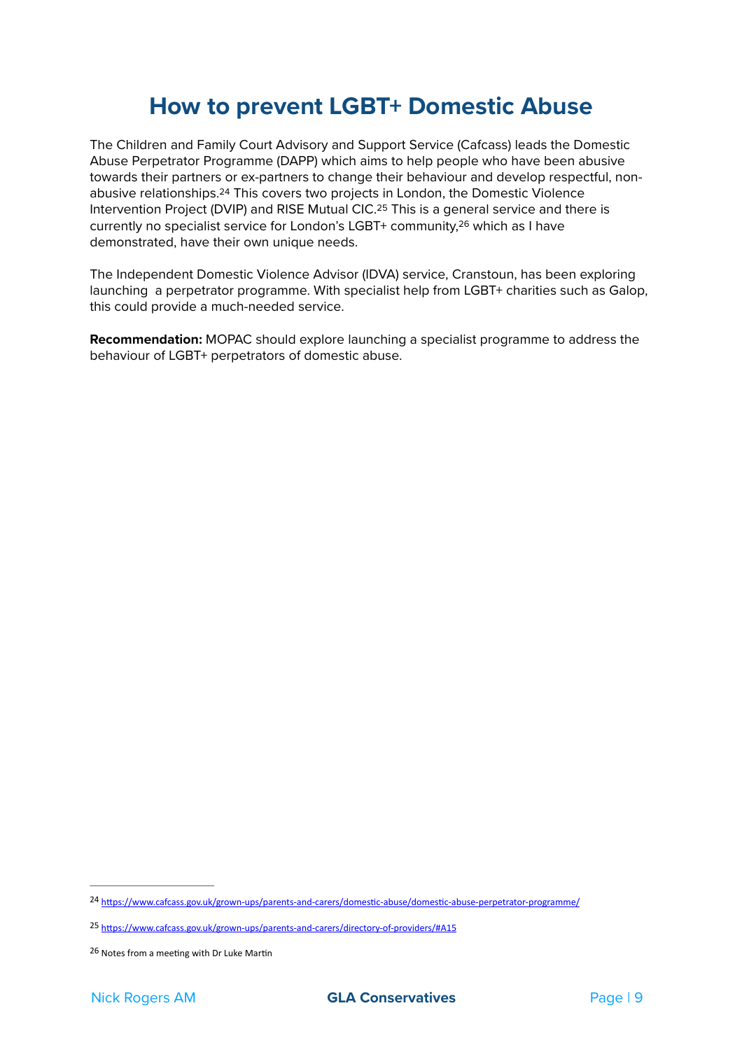# How to prevent LGBT+ Domestic Abuse

The Children and Family Court Advisory and Support Service (Cafcass) leads the Domestic Abuse Perpetrator Programme (DAPP) which aims to help people who have been abusive towards their partners or ex-partners to change their behaviour and develop respectful, non-abusive relationships.[24] This covers two projects in London, the Domestic Violence Intervention Project (DVIP) and RISE Mutual CIC.[25] This is a general service and there is currently no specialist service for London's LGBT+ community,[26] which as I have demonstrated, have their own unique needs.

The Independent Domestic Violence Advisor (IDVA) service, Cranstoun, has been exploring launching a perpetrator programme. With specialist help from LGBT+ charities such as Galop, this could provide a much-needed service.

**Recommendation:** MOPAC should explore launching a specialist programme to address the behaviour of LGBT+ perpetrators of domestic abuse.

---

[24] https://www.cafcass.gov.uk/grown-ups/parents-and-carers/domestic-abuse/domestic-abuse-perpetrator-programme/

[25] https://www.cafcass.gov.uk/grown-ups/parents-and-carers/directory-of-providers/#A15

[26] Notes from a meeting with Dr Luke Martin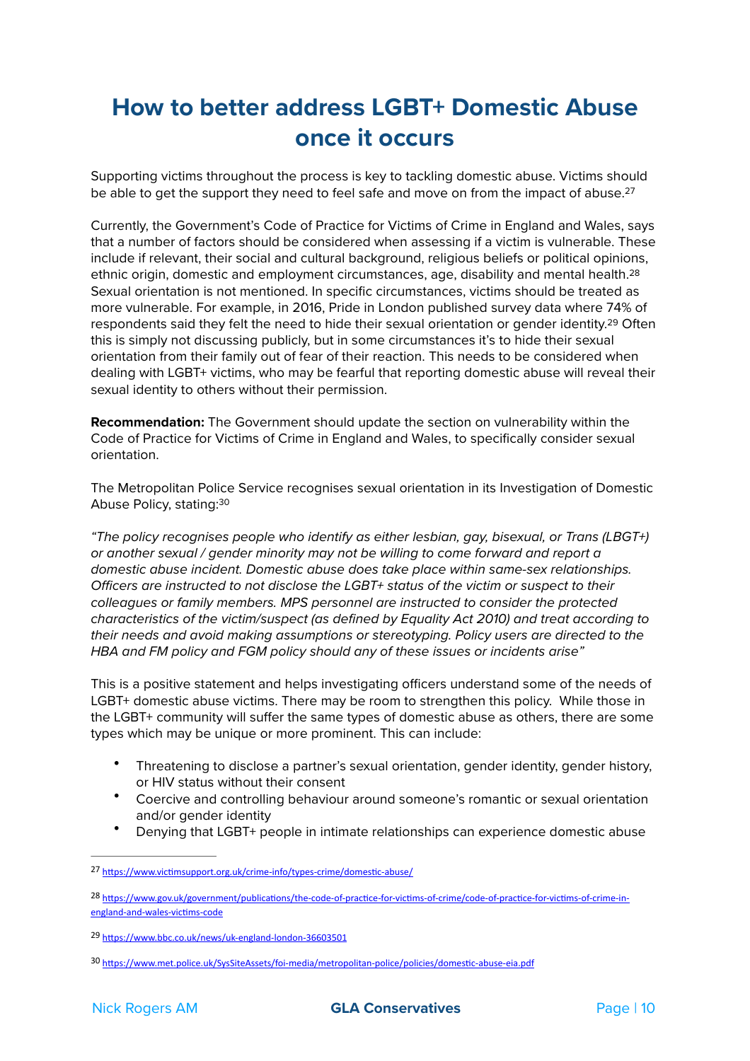# How to better address LGBT+ Domestic Abuse once it occurs

Supporting victims throughout the process is key to tackling domestic abuse. Victims should be able to get the support they need to feel safe and move on from the impact of abuse.[27]

Currently, the Government's Code of Practice for Victims of Crime in England and Wales, says that a number of factors should be considered when assessing if a victim is vulnerable. These include if relevant, their social and cultural background, religious beliefs or political opinions, ethnic origin, domestic and employment circumstances, age, disability and mental health.[28] Sexual orientation is not mentioned. In specific circumstances, victims should be treated as more vulnerable. For example, in 2016, Pride in London published survey data where 74% of respondents said they felt the need to hide their sexual orientation or gender identity.[29] Often this is simply not discussing publicly, but in some circumstances it's to hide their sexual orientation from their family out of fear of their reaction. This needs to be considered when dealing with LGBT+ victims, who may be fearful that reporting domestic abuse will reveal their sexual identity to others without their permission.

**Recommendation:** The Government should update the section on vulnerability within the Code of Practice for Victims of Crime in England and Wales, to specifically consider sexual orientation.

The Metropolitan Police Service recognises sexual orientation in its Investigation of Domestic Abuse Policy, stating:[30]

*"The policy recognises people who identify as either lesbian, gay, bisexual, or Trans (LBGT+) or another sexual / gender minority may not be willing to come forward and report a domestic abuse incident. Domestic abuse does take place within same-sex relationships. Officers are instructed to not disclose the LGBT+ status of the victim or suspect to their colleagues or family members. MPS personnel are instructed to consider the protected characteristics of the victim/suspect (as defined by Equality Act 2010) and treat according to their needs and avoid making assumptions or stereotyping. Policy users are directed to the HBA and FM policy and FGM policy should any of these issues or incidents arise"*

This is a positive statement and helps investigating officers understand some of the needs of LGBT+ domestic abuse victims. There may be room to strengthen this policy. While those in the LGBT+ community will suffer the same types of domestic abuse as others, there are some types which may be unique or more prominent. This can include:

- Threatening to disclose a partner's sexual orientation, gender identity, gender history, or HIV status without their consent
- Coercive and controlling behaviour around someone's romantic or sexual orientation and/or gender identity
- Denying that LGBT+ people in intimate relationships can experience domestic abuse

---

[27] https://www.victimsupport.org.uk/crime-info/types-crime/domestic-abuse/

[28] https://www.gov.uk/government/publications/the-code-of-practice-for-victims-of-crime/code-of-practice-for-victims-of-crime-in-england-and-wales-victims-code

[29] https://www.bbc.co.uk/news/uk-england-london-36603501

[30] https://www.met.police.uk/SysSiteAssets/foi-media/metropolitan-police/policies/domestic-abuse-eia.pdf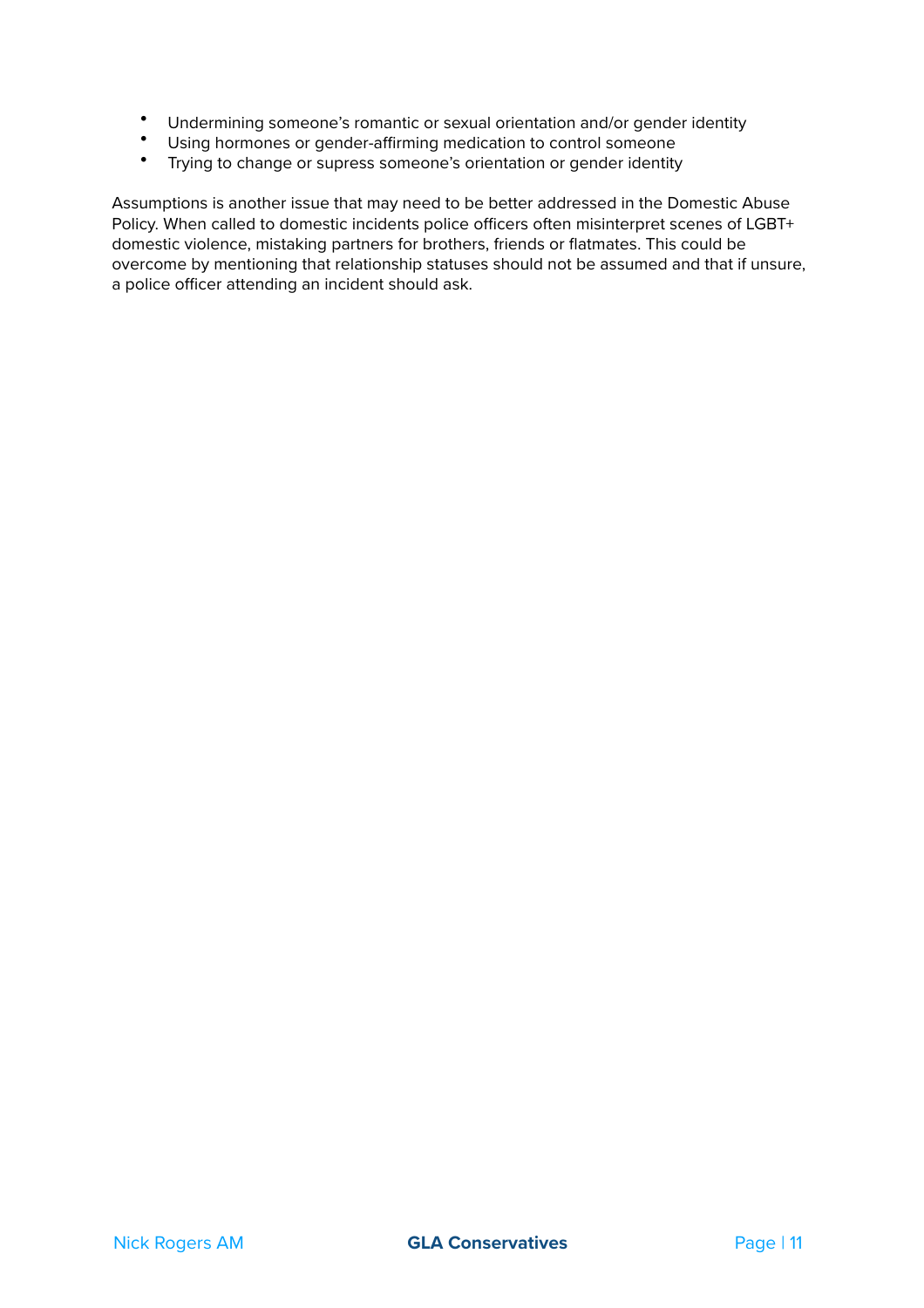- Undermining someone's romantic or sexual orientation and/or gender identity
- Using hormones or gender-affirming medication to control someone
- Trying to change or supress someone's orientation or gender identity

Assumptions is another issue that may need to be better addressed in the Domestic Abuse Policy. When called to domestic incidents police officers often misinterpret scenes of LGBT+ domestic violence, mistaking partners for brothers, friends or flatmates. This could be overcome by mentioning that relationship statuses should not be assumed and that if unsure, a police officer attending an incident should ask.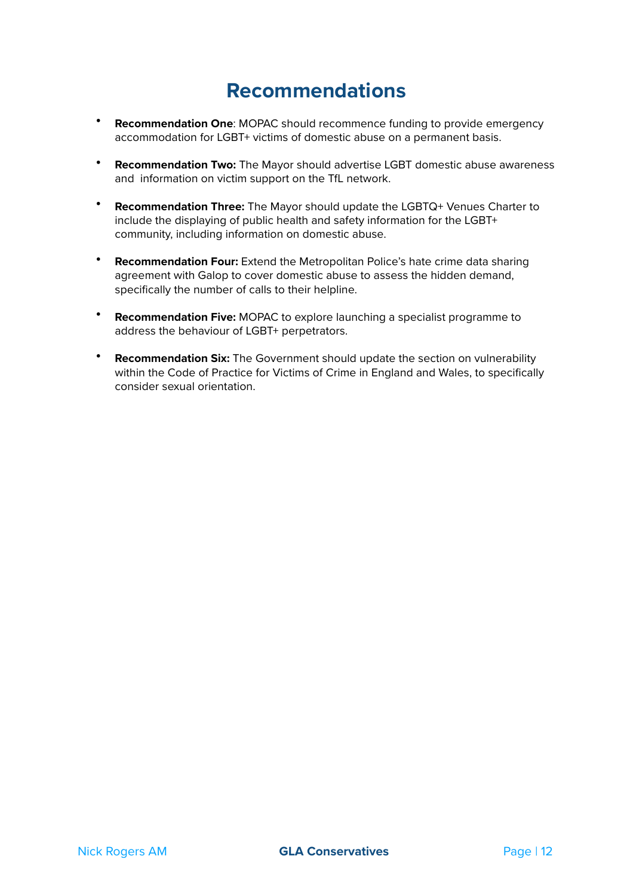# Recommendations

- **Recommendation One**: MOPAC should recommence funding to provide emergency accommodation for LGBT+ victims of domestic abuse on a permanent basis.

- **Recommendation Two:** The Mayor should advertise LGBT domestic abuse awareness and information on victim support on the TfL network.

- **Recommendation Three:** The Mayor should update the LGBTQ+ Venues Charter to include the displaying of public health and safety information for the LGBT+ community, including information on domestic abuse.

- **Recommendation Four:** Extend the Metropolitan Police's hate crime data sharing agreement with Galop to cover domestic abuse to assess the hidden demand, specifically the number of calls to their helpline.

- **Recommendation Five:** MOPAC to explore launching a specialist programme to address the behaviour of LGBT+ perpetrators.

- **Recommendation Six:** The Government should update the section on vulnerability within the Code of Practice for Victims of Crime in England and Wales, to specifically consider sexual orientation.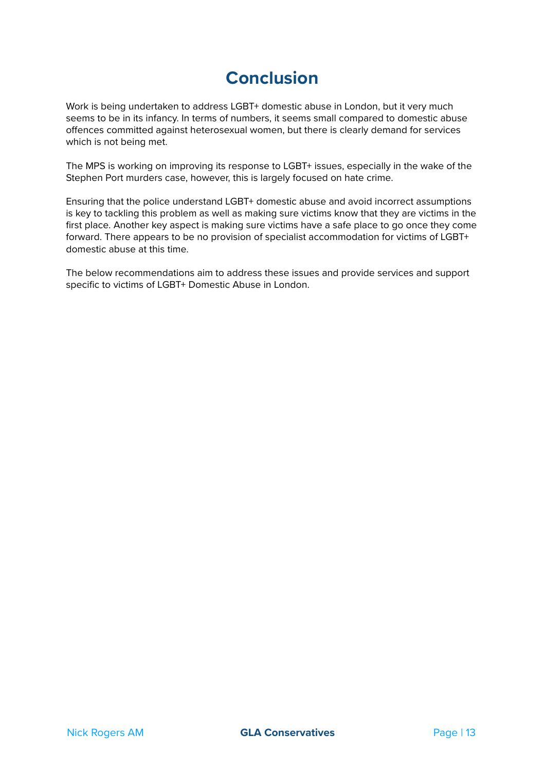# Conclusion

Work is being undertaken to address LGBT+ domestic abuse in London, but it very much seems to be in its infancy. In terms of numbers, it seems small compared to domestic abuse offences committed against heterosexual women, but there is clearly demand for services which is not being met.

The MPS is working on improving its response to LGBT+ issues, especially in the wake of the Stephen Port murders case, however, this is largely focused on hate crime.

Ensuring that the police understand LGBT+ domestic abuse and avoid incorrect assumptions is key to tackling this problem as well as making sure victims know that they are victims in the first place. Another key aspect is making sure victims have a safe place to go once they come forward. There appears to be no provision of specialist accommodation for victims of LGBT+ domestic abuse at this time.

The below recommendations aim to address these issues and provide services and support specific to victims of LGBT+ Domestic Abuse in London.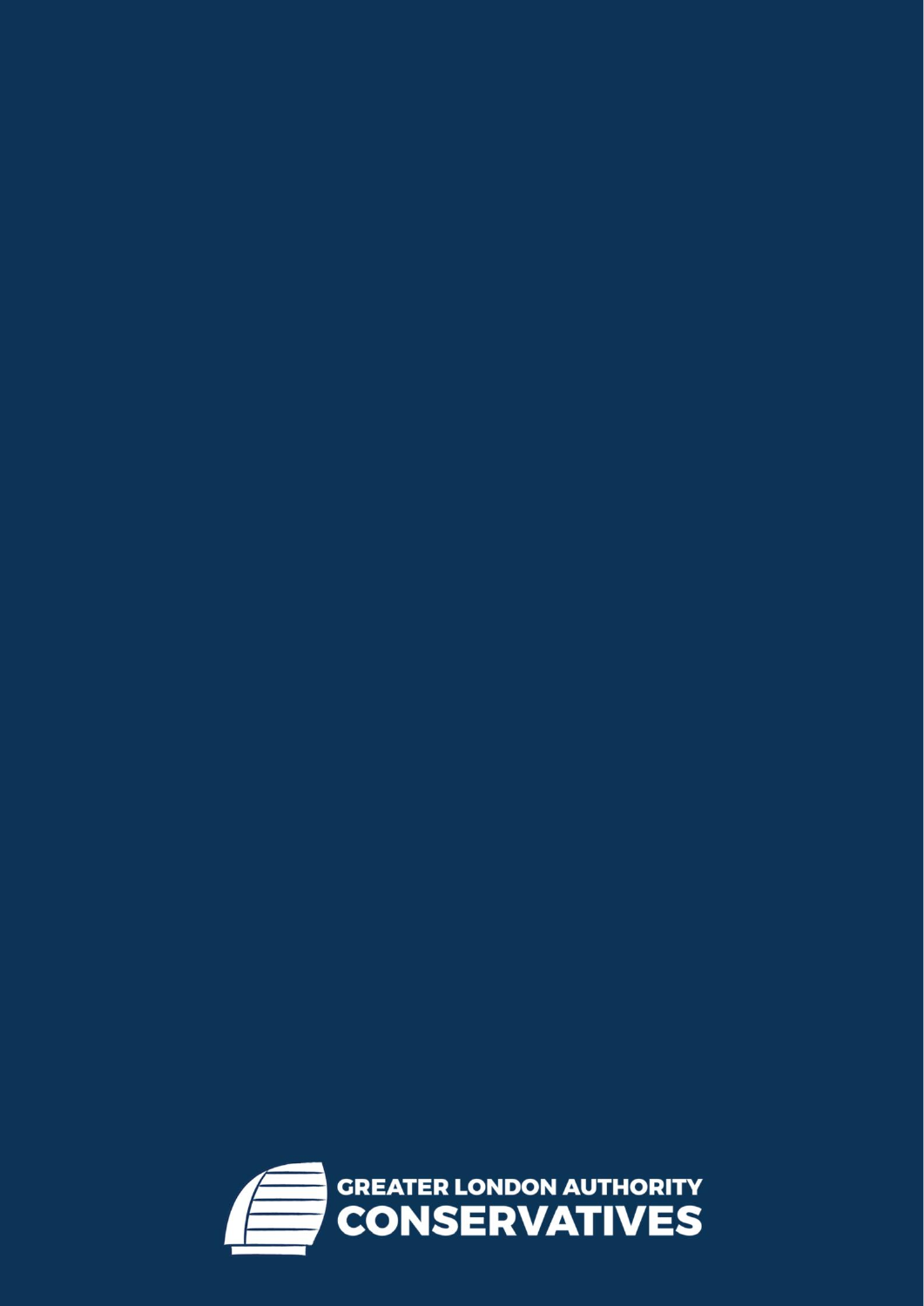GREATER LONDON AUTHORITY

CONSERVATIVES